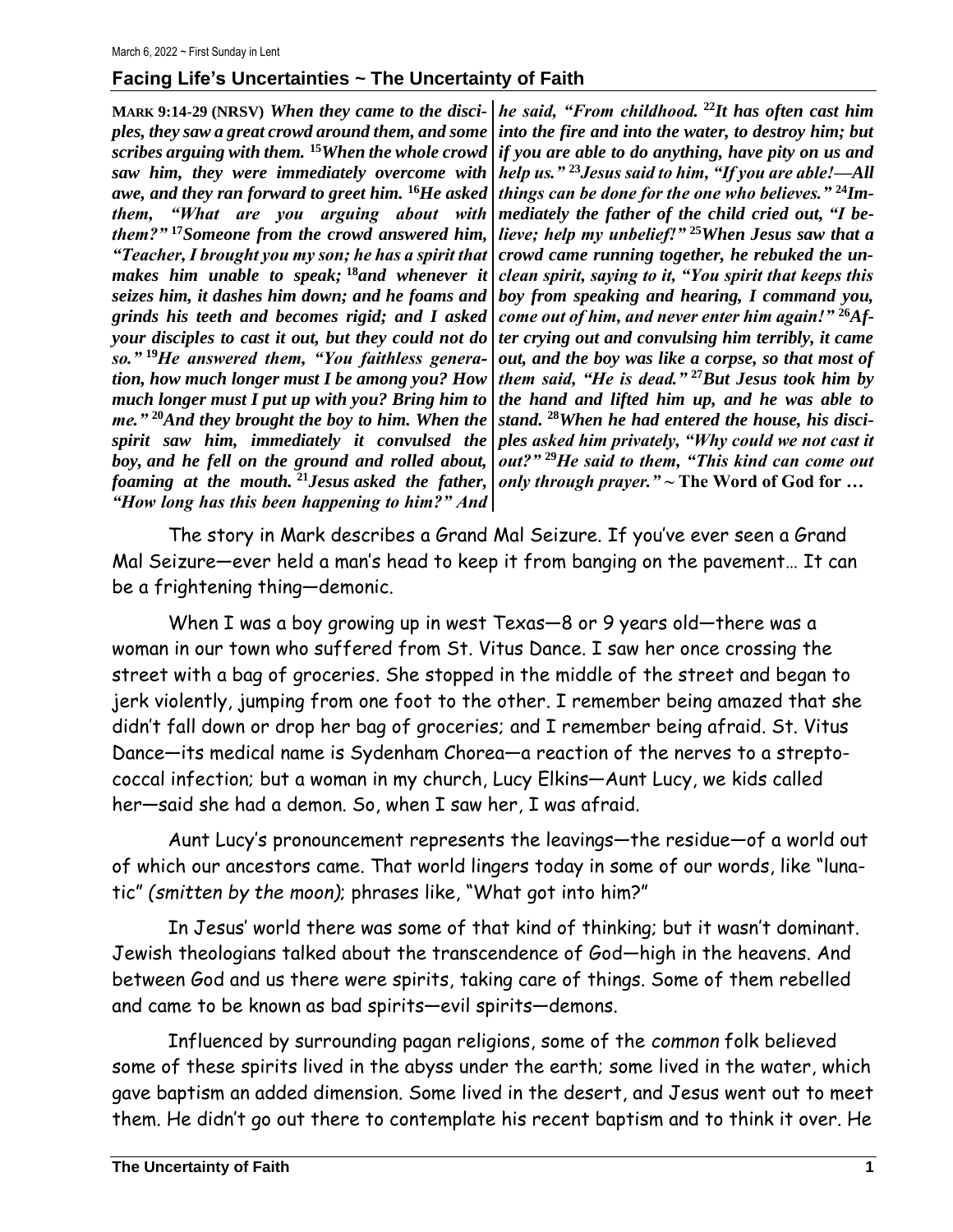March 6, 2022 ~ First Sunday in Lent

## Facing Life's Uncertainties ~ The Uncertainty of Faith

**MARK 9:14-29 (NRSV)** ***When they came to the disciples, they saw a great crowd around them, and some scribes arguing with them.*** [15]***When the whole crowd saw him, they were immediately overcome with awe, and they ran forward to greet him.*** [16]***He asked them, "What are you arguing about with them?"*** [17]***Someone from the crowd answered him, "Teacher, I brought you my son; he has a spirit that makes him unable to speak;*** [18]***and whenever it seizes him, it dashes him down; and he foams and grinds his teeth and becomes rigid; and I asked your disciples to cast it out, but they could not do so."*** [19]***He answered them, "You faithless generation, how much longer must I be among you? How much longer must I put up with you? Bring him to me."*** [20]***And they brought the boy to him. When the spirit saw him, immediately it convulsed the boy, and he fell on the ground and rolled about, foaming at the mouth.*** [21]***Jesus asked the father, "How long has this been happening to him?" And he said, "From childhood.*** [22]***It has often cast him into the fire and into the water, to destroy him; but if you are able to do anything, have pity on us and help us."*** [23]***Jesus said to him, "If you are able!—All things can be done for the one who believes."*** [24]***Immediately the father of the child cried out, "I believe; help my unbelief!"*** [25]***When Jesus saw that a crowd came running together, he rebuked the unclean spirit, saying to it, "You spirit that keeps this boy from speaking and hearing, I command you, come out of him, and never enter him again!"*** [26]***After crying out and convulsing him terribly, it came out, and the boy was like a corpse, so that most of them said, "He is dead."*** [27]***But Jesus took him by the hand and lifted him up, and he was able to stand.*** [28]***When he had entered the house, his disciples asked him privately, "Why could we not cast it out?"*** [29]***He said to them, "This kind can come out only through prayer."*** ~ **The Word of God for …**

The story in Mark describes a Grand Mal Seizure. If you've ever seen a Grand Mal Seizure—ever held a man's head to keep it from banging on the pavement… It can be a frightening thing—demonic.

When I was a boy growing up in west Texas—8 or 9 years old—there was a woman in our town who suffered from St. Vitus Dance. I saw her once crossing the street with a bag of groceries. She stopped in the middle of the street and began to jerk violently, jumping from one foot to the other. I remember being amazed that she didn't fall down or drop her bag of groceries; and I remember being afraid. St. Vitus Dance—its medical name is Sydenham Chorea—a reaction of the nerves to a streptococcal infection; but a woman in my church, Lucy Elkins—Aunt Lucy, we kids called her—said she had a demon. So, when I saw her, I was afraid.

Aunt Lucy's pronouncement represents the leavings—the residue—of a world out of which our ancestors came. That world lingers today in some of our words, like "lunatic" *(smitten by the moon)*; phrases like, "What got into him?"

In Jesus' world there was some of that kind of thinking; but it wasn't dominant. Jewish theologians talked about the transcendence of God—high in the heavens. And between God and us there were spirits, taking care of things. Some of them rebelled and came to be known as bad spirits—evil spirits—demons.

Influenced by surrounding pagan religions, some of the *common* folk believed some of these spirits lived in the abyss under the earth; some lived in the water, which gave baptism an added dimension. Some lived in the desert, and Jesus went out to meet them. He didn't go out there to contemplate his recent baptism and to think it over. He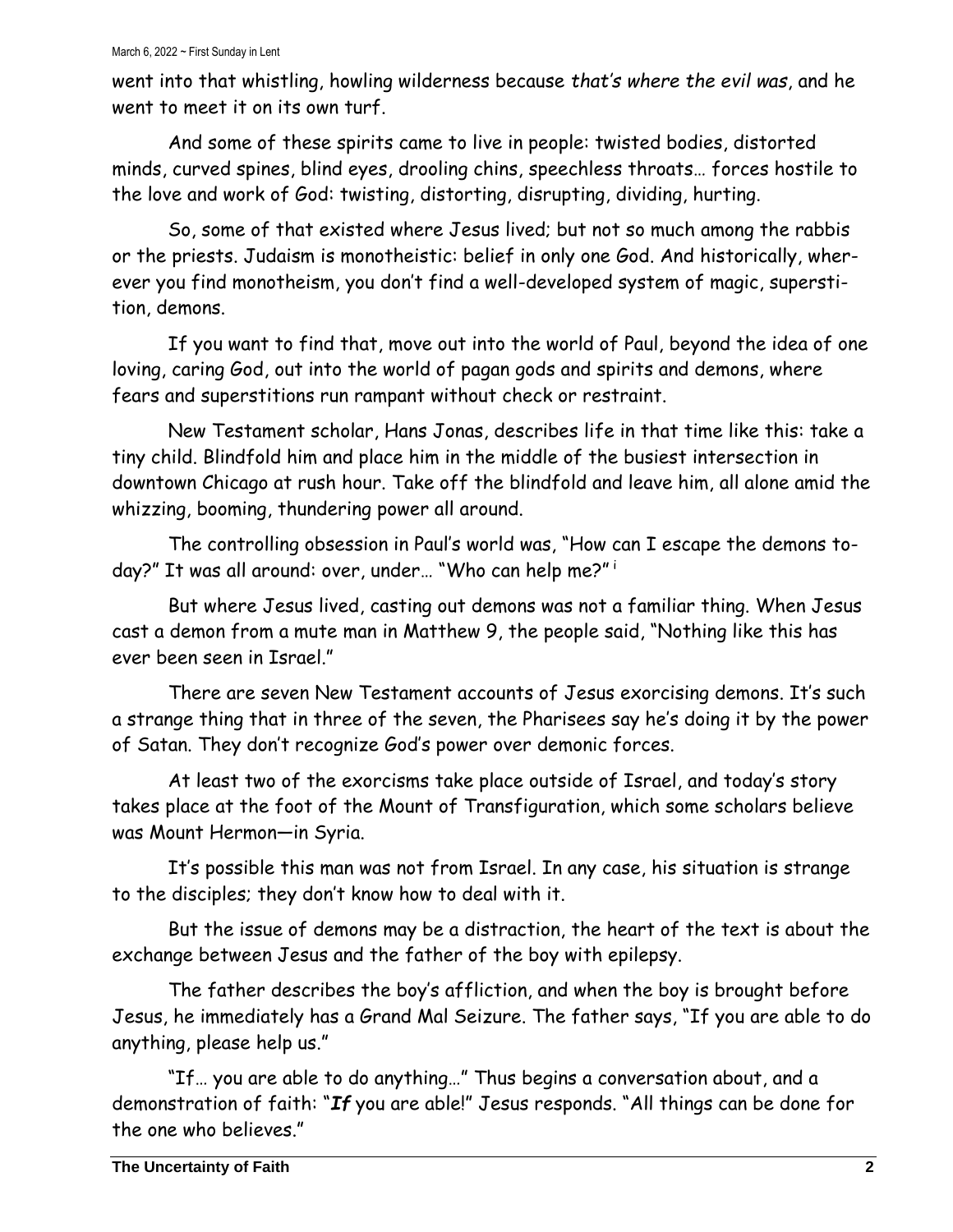went into that whistling, howling wilderness because *that's where the evil was*, and he went to meet it on its own turf.

And some of these spirits came to live in people: twisted bodies, distorted minds, curved spines, blind eyes, drooling chins, speechless throats… forces hostile to the love and work of God: twisting, distorting, disrupting, dividing, hurting.

So, some of that existed where Jesus lived; but not so much among the rabbis or the priests. Judaism is monotheistic: belief in only one God. And historically, wherever you find monotheism, you don't find a well-developed system of magic, superstition, demons.

If you want to find that, move out into the world of Paul, beyond the idea of one loving, caring God, out into the world of pagan gods and spirits and demons, where fears and superstitions run rampant without check or restraint.

New Testament scholar, Hans Jonas, describes life in that time like this: take a tiny child. Blindfold him and place him in the middle of the busiest intersection in downtown Chicago at rush hour. Take off the blindfold and leave him, all alone amid the whizzing, booming, thundering power all around.

The controlling obsession in Paul's world was, "How can I escape the demons today?" It was all around: over, under… "Who can help me?" [i]

But where Jesus lived, casting out demons was not a familiar thing. When Jesus cast a demon from a mute man in Matthew 9, the people said, "Nothing like this has ever been seen in Israel."

There are seven New Testament accounts of Jesus exorcising demons. It's such a strange thing that in three of the seven, the Pharisees say he's doing it by the power of Satan. They don't recognize God's power over demonic forces.

At least two of the exorcisms take place outside of Israel, and today's story takes place at the foot of the Mount of Transfiguration, which some scholars believe was Mount Hermon—in Syria.

It's possible this man was not from Israel. In any case, his situation is strange to the disciples; they don't know how to deal with it.

But the issue of demons may be a distraction, the heart of the text is about the exchange between Jesus and the father of the boy with epilepsy.

The father describes the boy's affliction, and when the boy is brought before Jesus, he immediately has a Grand Mal Seizure. The father says, "If you are able to do anything, please help us."

"If… you are able to do anything…" Thus begins a conversation about, and a demonstration of faith: "***If*** you are able!" Jesus responds. "All things can be done for the one who believes."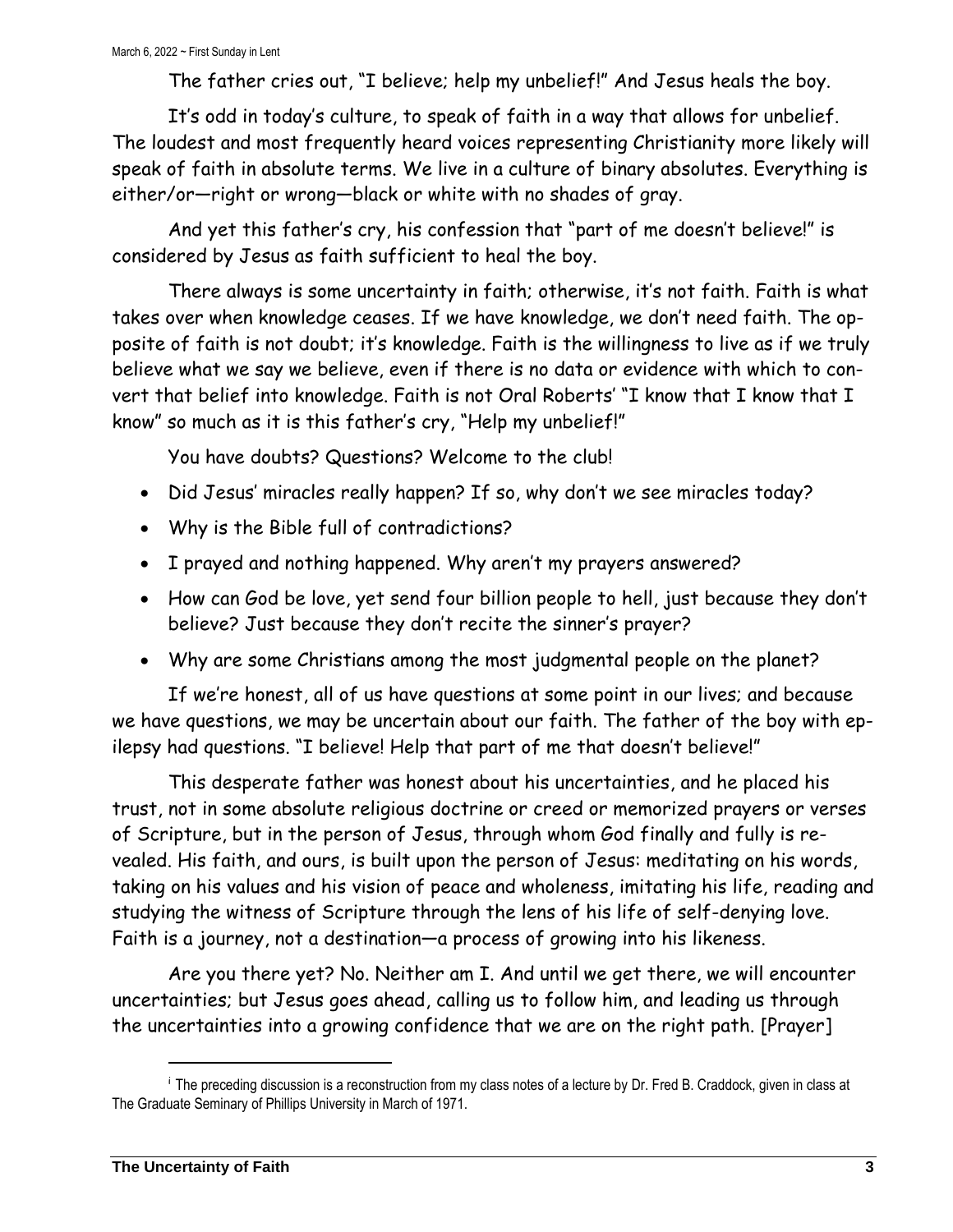The father cries out, "I believe; help my unbelief!" And Jesus heals the boy.

It's odd in today's culture, to speak of faith in a way that allows for unbelief. The loudest and most frequently heard voices representing Christianity more likely will speak of faith in absolute terms. We live in a culture of binary absolutes. Everything is either/or—right or wrong—black or white with no shades of gray.

And yet this father's cry, his confession that "part of me doesn't believe!" is considered by Jesus as faith sufficient to heal the boy.

There always is some uncertainty in faith; otherwise, it's not faith. Faith is what takes over when knowledge ceases. If we have knowledge, we don't need faith. The opposite of faith is not doubt; it's knowledge. Faith is the willingness to live as if we truly believe what we say we believe, even if there is no data or evidence with which to convert that belief into knowledge. Faith is not Oral Roberts' "I know that I know that I know" so much as it is this father's cry, "Help my unbelief!"

You have doubts? Questions? Welcome to the club!

- Did Jesus' miracles really happen? If so, why don't we see miracles today?
- Why is the Bible full of contradictions?
- I prayed and nothing happened. Why aren't my prayers answered?
- How can God be love, yet send four billion people to hell, just because they don't believe? Just because they don't recite the sinner's prayer?
- Why are some Christians among the most judgmental people on the planet?

If we're honest, all of us have questions at some point in our lives; and because we have questions, we may be uncertain about our faith. The father of the boy with epilepsy had questions. "I believe! Help that part of me that doesn't believe!"

This desperate father was honest about his uncertainties, and he placed his trust, not in some absolute religious doctrine or creed or memorized prayers or verses of Scripture, but in the person of Jesus, through whom God finally and fully is revealed. His faith, and ours, is built upon the person of Jesus: meditating on his words, taking on his values and his vision of peace and wholeness, imitating his life, reading and studying the witness of Scripture through the lens of his life of self-denying love. Faith is a journey, not a destination—a process of growing into his likeness.

Are you there yet? No. Neither am I. And until we get there, we will encounter uncertainties; but Jesus goes ahead, calling us to follow him, and leading us through the uncertainties into a growing confidence that we are on the right path. [Prayer]

---

[i] The preceding discussion is a reconstruction from my class notes of a lecture by Dr. Fred B. Craddock, given in class at The Graduate Seminary of Phillips University in March of 1971.